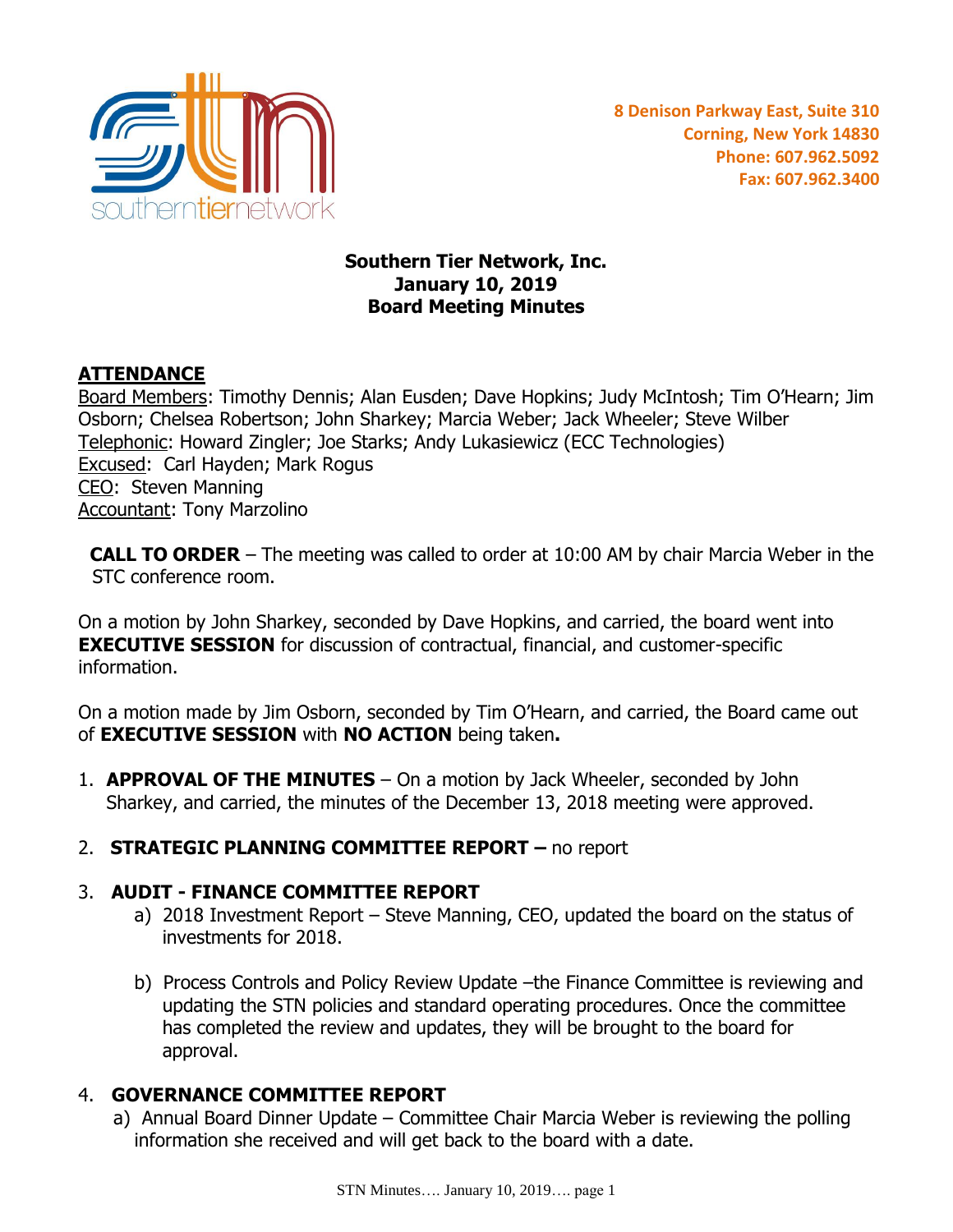southerntiernetwork

**8 Denison Parkway East, Suite 310**
**Corning, New York 14830**
**Phone: 607.962.5092**
**Fax: 607.962.3400**

# Southern Tier Network, Inc.
## January 10, 2019
## Board Meeting Minutes

**ATTENDANCE**

Board Members: Timothy Dennis; Alan Eusden; Dave Hopkins; Judy McIntosh; Tim O'Hearn; Jim Osborn; Chelsea Robertson; John Sharkey; Marcia Weber; Jack Wheeler; Steve Wilber
Telephonic: Howard Zingler; Joe Starks; Andy Lukasiewicz (ECC Technologies)
Excused: Carl Hayden; Mark Rogus
CEO: Steven Manning
Accountant: Tony Marzolino

**CALL TO ORDER** – The meeting was called to order at 10:00 AM by chair Marcia Weber in the STC conference room.

On a motion by John Sharkey, seconded by Dave Hopkins, and carried, the board went into **EXECUTIVE SESSION** for discussion of contractual, financial, and customer-specific information.

On a motion made by Jim Osborn, seconded by Tim O'Hearn, and carried, the Board came out of **EXECUTIVE SESSION** with **NO ACTION** being taken**.**

1. **APPROVAL OF THE MINUTES** – On a motion by Jack Wheeler, seconded by John Sharkey, and carried, the minutes of the December 13, 2018 meeting were approved.

2. **STRATEGIC PLANNING COMMITTEE REPORT –** no report

3. **AUDIT - FINANCE COMMITTEE REPORT**
   a) 2018 Investment Report – Steve Manning, CEO, updated the board on the status of investments for 2018.

   b) Process Controls and Policy Review Update –the Finance Committee is reviewing and updating the STN policies and standard operating procedures. Once the committee has completed the review and updates, they will be brought to the board for approval.

4. **GOVERNANCE COMMITTEE REPORT**
   a) Annual Board Dinner Update – Committee Chair Marcia Weber is reviewing the polling information she received and will get back to the board with a date.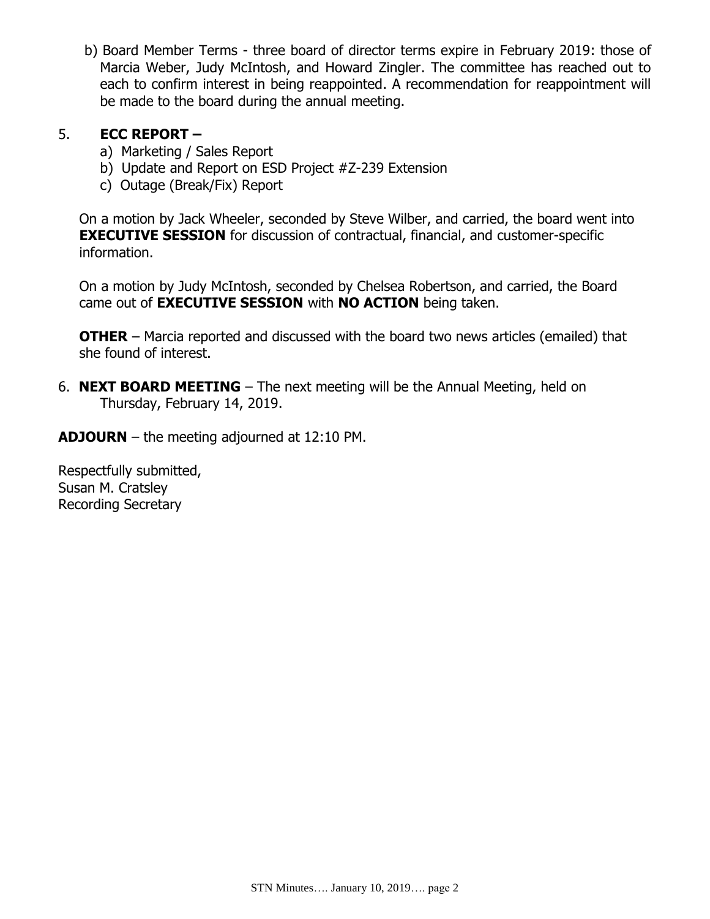b) Board Member Terms - three board of director terms expire in February 2019: those of Marcia Weber, Judy McIntosh, and Howard Zingler. The committee has reached out to each to confirm interest in being reappointed. A recommendation for reappointment will be made to the board during the annual meeting.

5. **ECC REPORT –**
   a) Marketing / Sales Report
   b) Update and Report on ESD Project #Z-239 Extension
   c) Outage (Break/Fix) Report

On a motion by Jack Wheeler, seconded by Steve Wilber, and carried, the board went into **EXECUTIVE SESSION** for discussion of contractual, financial, and customer-specific information.

On a motion by Judy McIntosh, seconded by Chelsea Robertson, and carried, the Board came out of **EXECUTIVE SESSION** with **NO ACTION** being taken.

**OTHER** – Marcia reported and discussed with the board two news articles (emailed) that she found of interest.

6. **NEXT BOARD MEETING** – The next meeting will be the Annual Meeting, held on Thursday, February 14, 2019.

**ADJOURN** – the meeting adjourned at 12:10 PM.

Respectfully submitted,
Susan M. Cratsley
Recording Secretary